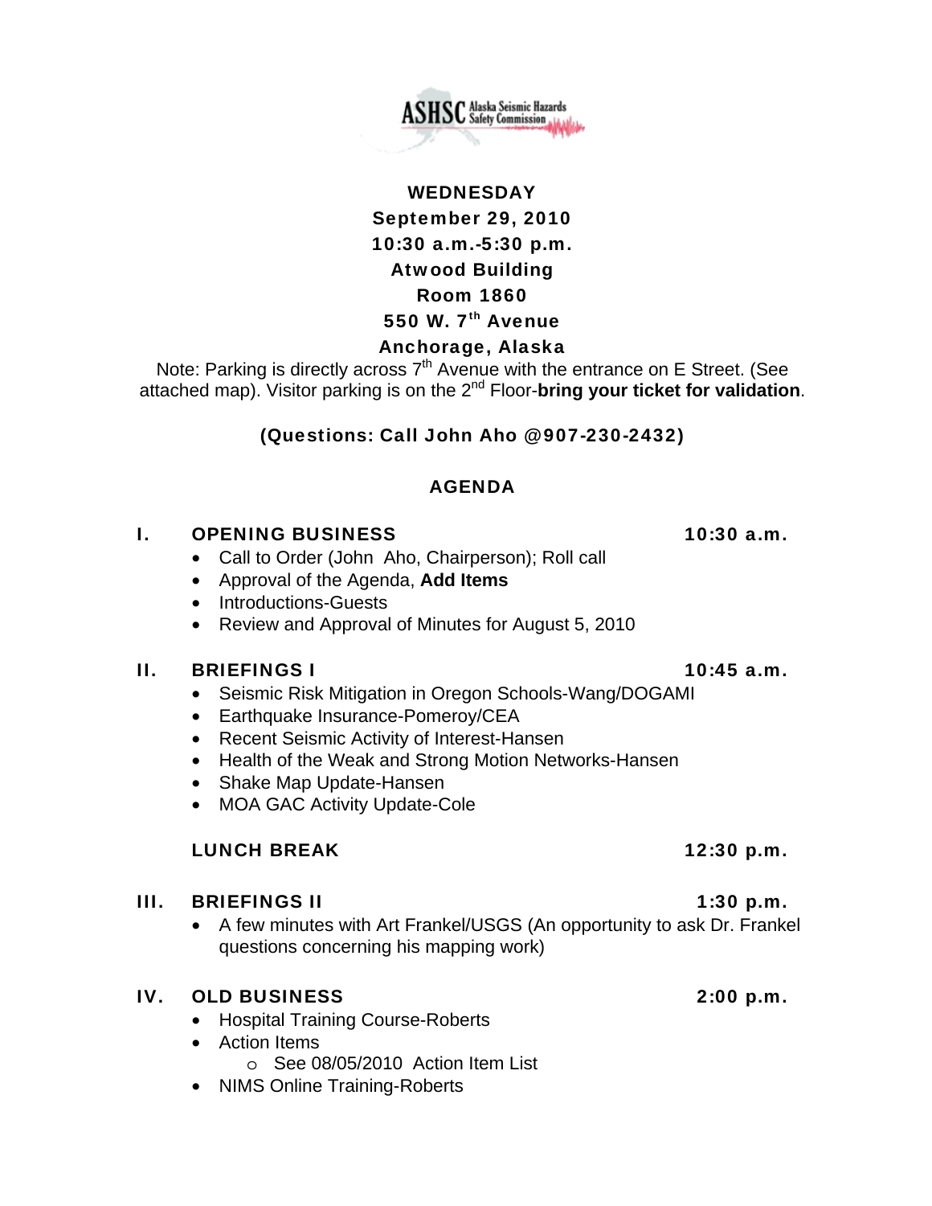ASHSC Alaska Seismic Hazards Safety Commission

**WEDNESDAY**
**September 29, 2010**
**10:30 a.m.-5:30 p.m.**
**Atwood Building**
**Room 1860**
**550 W. 7th Avenue**
**Anchorage, Alaska**

Note: Parking is directly across 7th Avenue with the entrance on E Street. (See attached map). Visitor parking is on the 2nd Floor-**bring your ticket for validation**.

**(Questions: Call John Aho @907-230-2432)**

## AGENDA

### I. OPENING BUSINESS — 10:30 a.m.

- Call to Order (John Aho, Chairperson); Roll call
- Approval of the Agenda, **Add Items**
- Introductions-Guests
- Review and Approval of Minutes for August 5, 2010

### II. BRIEFINGS I — 10:45 a.m.

- Seismic Risk Mitigation in Oregon Schools-Wang/DOGAMI
- Earthquake Insurance-Pomeroy/CEA
- Recent Seismic Activity of Interest-Hansen
- Health of the Weak and Strong Motion Networks-Hansen
- Shake Map Update-Hansen
- MOA GAC Activity Update-Cole

### LUNCH BREAK — 12:30 p.m.

### III. BRIEFINGS II — 1:30 p.m.

- A few minutes with Art Frankel/USGS (An opportunity to ask Dr. Frankel questions concerning his mapping work)

### IV. OLD BUSINESS — 2:00 p.m.

- Hospital Training Course-Roberts
- Action Items
  - See 08/05/2010 Action Item List
- NIMS Online Training-Roberts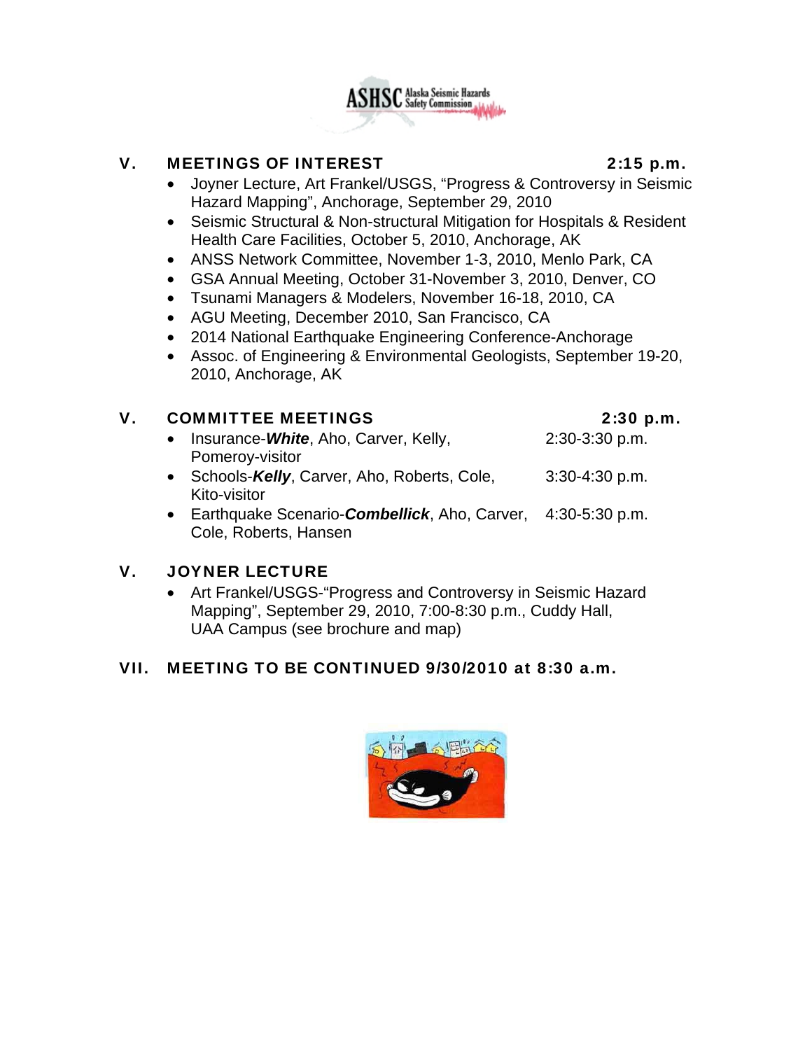## V. MEETINGS OF INTEREST 2:15 p.m.

- Joyner Lecture, Art Frankel/USGS, "Progress & Controversy in Seismic Hazard Mapping", Anchorage, September 29, 2010
- Seismic Structural & Non-structural Mitigation for Hospitals & Resident Health Care Facilities, October 5, 2010, Anchorage, AK
- ANSS Network Committee, November 1-3, 2010, Menlo Park, CA
- GSA Annual Meeting, October 31-November 3, 2010, Denver, CO
- Tsunami Managers & Modelers, November 16-18, 2010, CA
- AGU Meeting, December 2010, San Francisco, CA
- 2014 National Earthquake Engineering Conference-Anchorage
- Assoc. of Engineering & Environmental Geologists, September 19-20, 2010, Anchorage, AK

## V. COMMITTEE MEETINGS 2:30 p.m.

- Insurance-***White***, Aho, Carver, Kelly, Pomeroy-visitor — 2:30-3:30 p.m.
- Schools-***Kelly***, Carver, Aho, Roberts, Cole, Kito-visitor — 3:30-4:30 p.m.
- Earthquake Scenario-***Combellick***, Aho, Carver, Cole, Roberts, Hansen — 4:30-5:30 p.m.

## V. JOYNER LECTURE

- Art Frankel/USGS-"Progress and Controversy in Seismic Hazard Mapping", September 29, 2010, 7:00-8:30 p.m., Cuddy Hall, UAA Campus (see brochure and map)

## VII. MEETING TO BE CONTINUED 9/30/2010 at 8:30 a.m.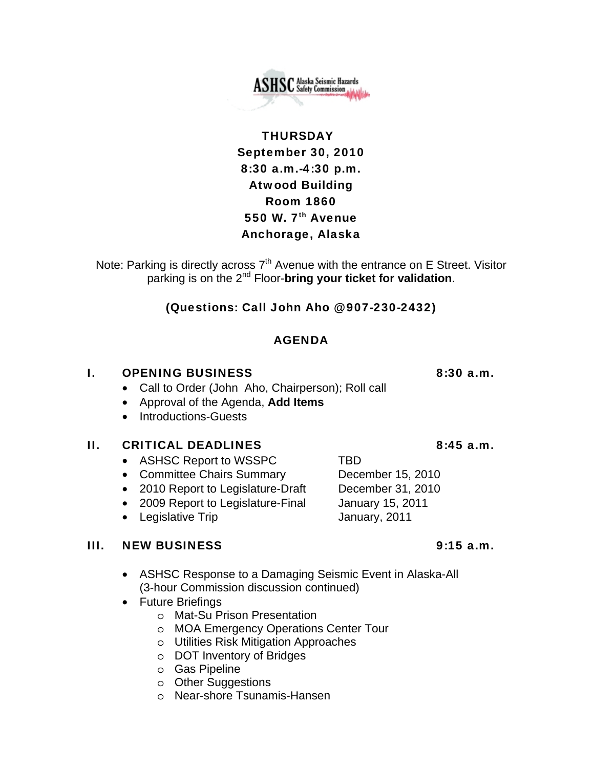ASHSC Alaska Seismic Hazards Safety Commission

**THURSDAY**
**September 30, 2010**
**8:30 a.m.-4:30 p.m.**
**Atwood Building**
**Room 1860**
**550 W. 7th Avenue**
**Anchorage, Alaska**

Note: Parking is directly across 7th Avenue with the entrance on E Street. Visitor parking is on the 2nd Floor-**bring your ticket for validation**.

**(Questions: Call John Aho @907-230-2432)**

## AGENDA

### I. OPENING BUSINESS — 8:30 a.m.

- Call to Order (John Aho, Chairperson); Roll call
- Approval of the Agenda, **Add Items**
- Introductions-Guests

### II. CRITICAL DEADLINES — 8:45 a.m.

- ASHSC Report to WSSPC — TBD
- Committee Chairs Summary — December 15, 2010
- 2010 Report to Legislature-Draft — December 31, 2010
- 2009 Report to Legislature-Final — January 15, 2011
- Legislative Trip — January, 2011

### III. NEW BUSINESS — 9:15 a.m.

- ASHSC Response to a Damaging Seismic Event in Alaska-All (3-hour Commission discussion continued)
- Future Briefings
  - Mat-Su Prison Presentation
  - MOA Emergency Operations Center Tour
  - Utilities Risk Mitigation Approaches
  - DOT Inventory of Bridges
  - Gas Pipeline
  - Other Suggestions
  - Near-shore Tsunamis-Hansen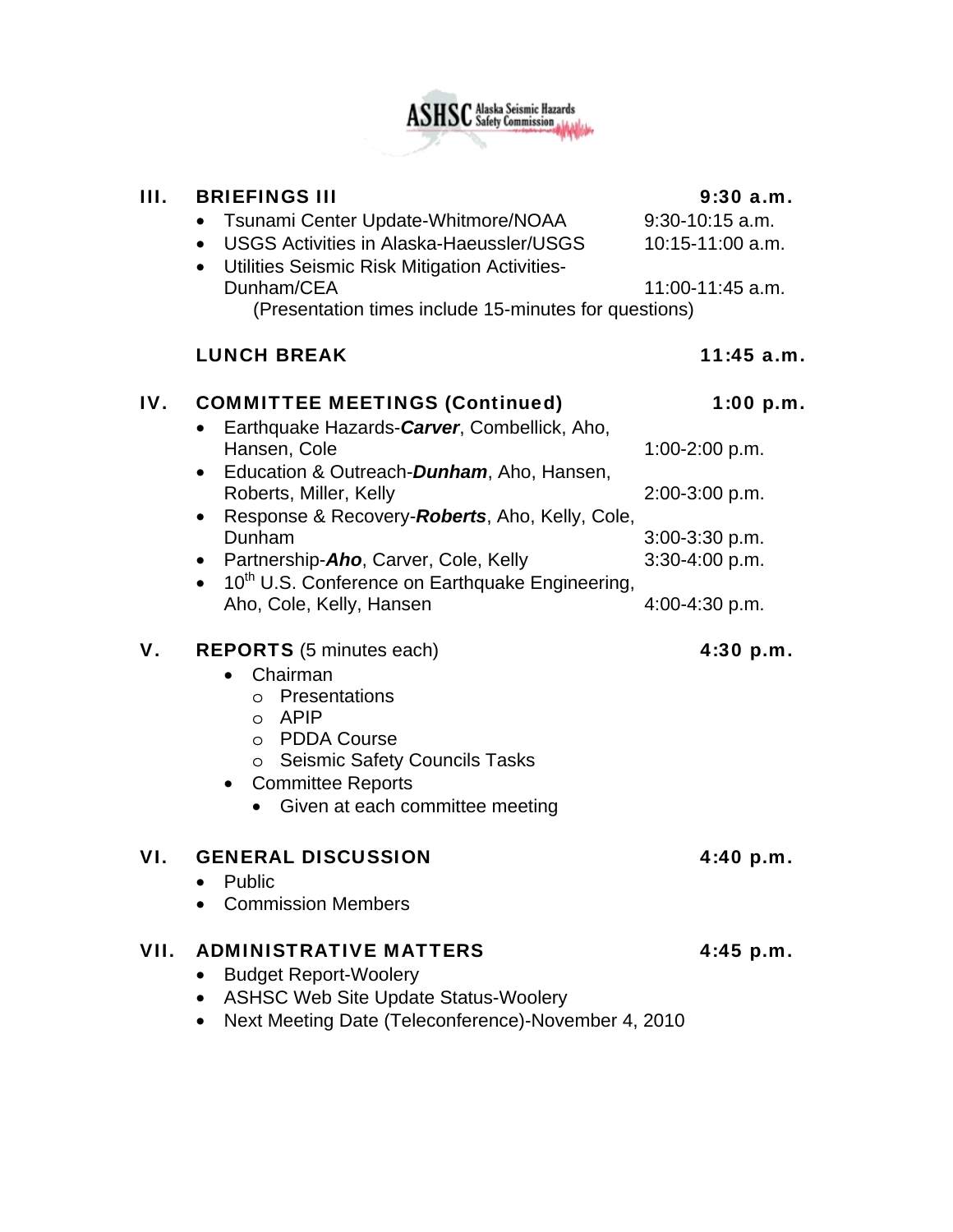## III. BRIEFINGS III — 9:30 a.m.

- Tsunami Center Update-Whitmore/NOAA — 9:30-10:15 a.m.
- USGS Activities in Alaska-Haeussler/USGS — 10:15-11:00 a.m.
- Utilities Seismic Risk Mitigation Activities-Dunham/CEA — 11:00-11:45 a.m.

(Presentation times include 15-minutes for questions)

## LUNCH BREAK — 11:45 a.m.

## IV. COMMITTEE MEETINGS (Continued) — 1:00 p.m.

- Earthquake Hazards-***Carver***, Combellick, Aho, Hansen, Cole — 1:00-2:00 p.m.
- Education & Outreach-***Dunham***, Aho, Hansen, Roberts, Miller, Kelly — 2:00-3:00 p.m.
- Response & Recovery-***Roberts***, Aho, Kelly, Cole, Dunham — 3:00-3:30 p.m.
- Partnership-***Aho***, Carver, Cole, Kelly — 3:30-4:00 p.m.
- 10th U.S. Conference on Earthquake Engineering, Aho, Cole, Kelly, Hansen — 4:00-4:30 p.m.

## V. REPORTS (5 minutes each) — 4:30 p.m.

- Chairman
  - Presentations
  - APIP
  - PDDA Course
  - Seismic Safety Councils Tasks
- Committee Reports
  - Given at each committee meeting

## VI. GENERAL DISCUSSION — 4:40 p.m.

- Public
- Commission Members

## VII. ADMINISTRATIVE MATTERS — 4:45 p.m.

- Budget Report-Woolery
- ASHSC Web Site Update Status-Woolery
- Next Meeting Date (Teleconference)-November 4, 2010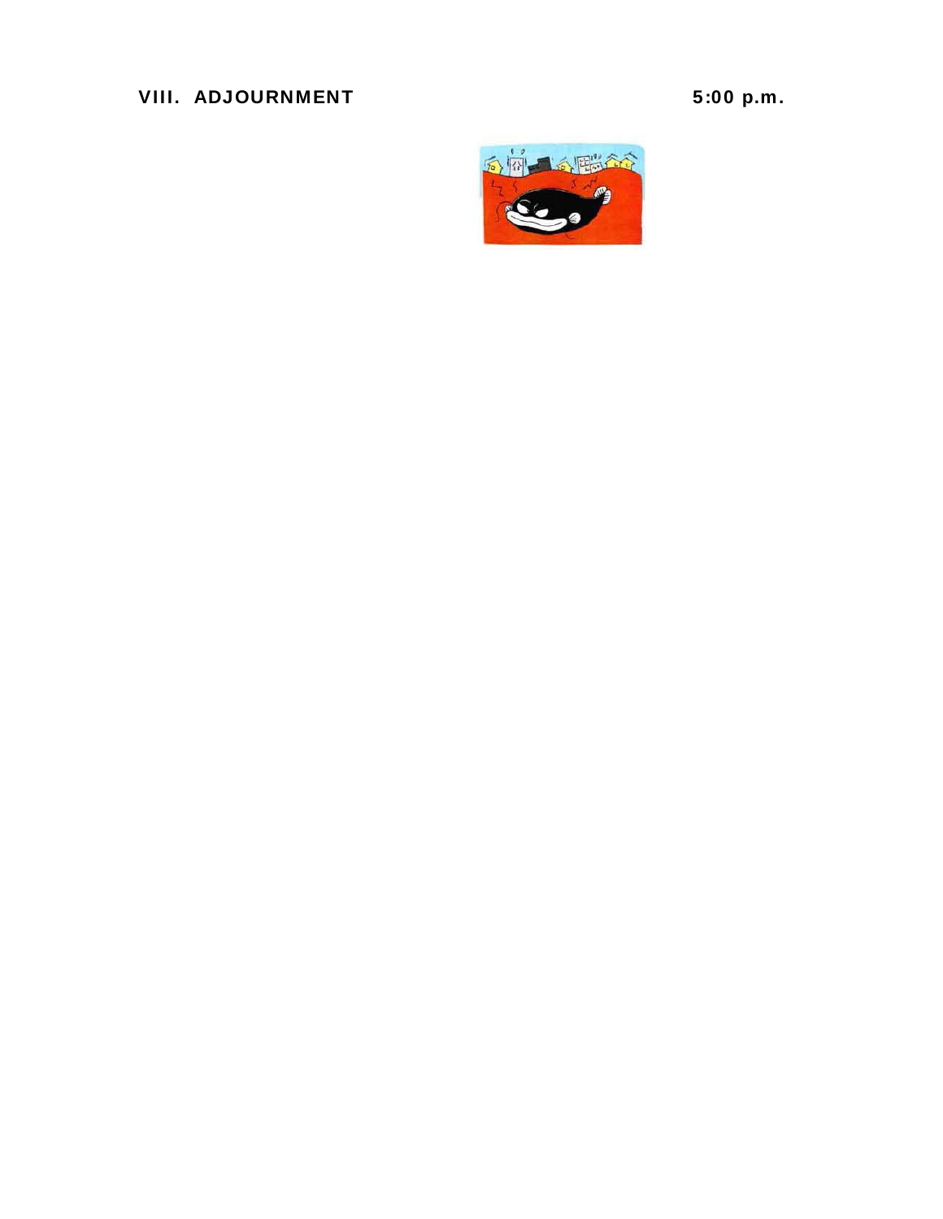## VIII. ADJOURNMENT 5:00 p.m.